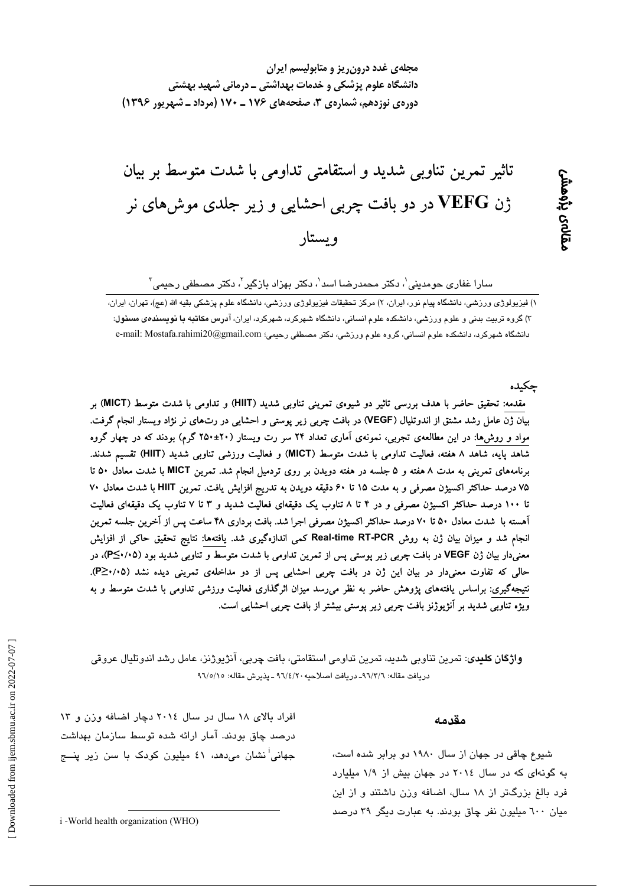مجله‌ی غدد درون‌ریز و متابولیسم ایران
دانشگاه علوم پزشکی و خدمات بهداشتی ـ درمانی شهید بهشتی
دوره‌ی نوزدهم، شماره‌ی ۳، صفحه‌های ۱۷۶ ـ ۱۷۰ (مرداد ـ شهریور ۱۳۹۶)

مقاله‌ی پژوهشی

# تاثیر تمرین تناوبی شدید و استقامتی تداومی با شدت متوسط بر بیان ژن VEFG در دو بافت چربی احشایی و زیر جلدی موش‌های نر ویستار

سارا غفاری حومدینی[1]، دکتر محمدرضا اسد[1]، دکتر بهزاد بازگیر[2]، دکتر مصطفی رحیمی[3]

۱) فیزیولوژی ورزشی، دانشگاه پیام نور، ایران، ۲) مرکز تحقیقات فیزیولوژی ورزشی، دانشگاه علوم پزشکی بقیه الله (عج)، تهران، ایران، ۳) گروه تربیت بدنی و علوم ورزشی، دانشکده علوم انسانی، دانشگاه شهرکرد، شهرکرد، ایران، **آدرس مکاتبه با نویسنده‌ی مسئول:** دانشگاه شهرکرد، دانشکده علوم انسانی، گروه علوم ورزشی، دکتر مصطفی رحیمی؛ e-mail: Mostafa.rahimi20@gmail.com

## چکیده

**مقدمه: تحقیق حاضر با هدف بررسی تاثیر دو شیوه‌ی تمرینی تناوبی شدید (HIIT) و تداومی با شدت متوسط (MICT) بر بیان ژن عامل رشد مشتق از اندوتلیال (VEGF) در بافت چربی زیر پوستی و احشایی در رت‌های نر نژاد ویستار انجام گرفت. مواد و روش‌ها: در این مطالعه‌ی تجربی، نمونه‌ی آماری تعداد ۲۴ سر رت ویستار (۲۰±۲۵۰ گرم) بودند که در چهار گروه شاهد پایه، شاهد ۸ هفته، فعالیت تداومی با شدت متوسط (MICT) و فعالیت ورزشی تناوبی شدید (HIIT) تقسیم شدند. برنامه‌های تمرینی به مدت ۸ هفته و ۵ جلسه در هفته دویدن بر روی تردمیل انجام شد. تمرین MICT با شدت معادل ۵۰ تا ۷۵ درصد حداکثر اکسیژن مصرفی و به مدت ۱۵ تا ۶۰ دقیقه دویدن به تدریج افزایش یافت. تمرین HIIT با شدت معادل ۷۰ تا ۱۰۰ درصد حداکثر اکسیژن مصرفی و در ۴ تا ۸ تناوب یک دقیقه‌ای فعالیت شدید و ۳ تا ۷ تناوب یک دقیقه‌ای فعالیت آهسته با شدت معادل ۵۰ تا ۷۰ درصد حداکثر اکسیژن مصرفی اجرا شد. بافت برداری ۴۸ ساعت پس از آخرین جلسه تمرین انجام شد و میزان بیان ژن به روش Real-time RT-PCR کمی اندازه‌گیری شد. یافته‌ها: نتایج تحقیق حاکی از افزایش معنی‌دار بیان ژن VEGF در بافت چربی زیر پوستی پس از تمرین تداومی با شدت متوسط و تناوبی شدید بود (P≤۰/۰۵)، در حالی که تفاوت معنی‌دار در بیان این ژن در بافت چربی احشایی پس از دو مداخله‌ی تمرینی دیده نشد (P≥۰/۰۵). نتیجه‌گیری: براساس یافته‌های پژوهش حاضر به نظر می‌رسد میزان اثرگذاری فعالیت ورزشی تداومی با شدت متوسط و به ویژه تناوبی شدید بر آنژیوژنز بافت چربی زیر پوستی بیشتر از بافت چربی احشایی است.**

**واژگان کلیدی**: تمرین تناوبی شدید، تمرین تداومی استقامتی، بافت چربی، آنژیوژنز، عامل رشد اندوتلیال عروقی

دریافت مقاله: ۹۶/۳/۶ـ دریافت اصلاحیه ۹۶/۴/۲۰ ـ پذیرش مقاله: ۹۶/۵/۱۵

## مقدمه

شیوع چاقی در جهان از سال ۱۹۸۰ دو برابر شده است، به گونه‌ای که در سال ۲۰۱۴ در جهان بیش از ۱/۹ میلیارد فرد بالغ بزرگ‌تر از ۱۸ سال، اضافه وزن داشتند و از این میان ۶۰۰ میلیون نفر چاق بودند. به عبارت دیگر ۳۹ درصد افراد بالای ۱۸ سال در سال ۲۰۱٤ دچار اضافه وزن و ۱۳ درصد چاق بودند. آمار ارائه شده توسط سازمان بهداشت جهانی[i] نشان می‌دهد، ٤۱ میلیون کودک با سن زیر پنـج

i -World health organization (WHO)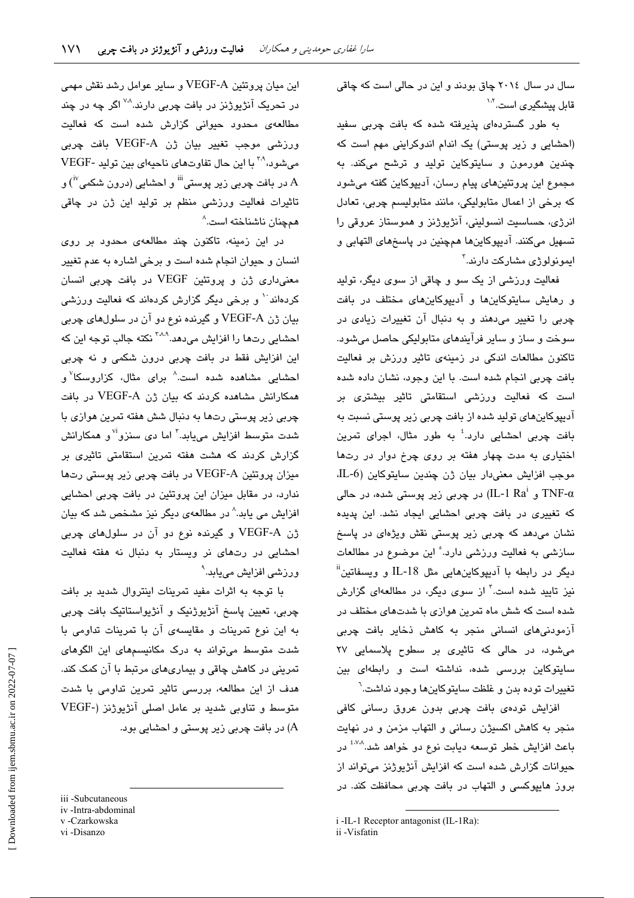سال در سال ۲۰۱٤ چاق بودند و این در حالی است که چاقی قابل پیشگیری است.[1,2]

به طور گسترده‌ای پذیرفته شده که بافت چربی سفید (احشایی و زیر پوستی) یک اندام اندوکرینی مهم است که چندین هورمون و سایتوکاین تولید و ترشح می‌کند. به مجموع این پروتئین‌های پیام رسان، آدیپوکاین گفته می‌شود که برخی از اعمال متابولیکی، مانند متابولیسم چربی، تعادل انرژی، حساسیت انسولینی، آنژیوژنز و هموستاز عروقی را تسهیل می‌کنند. آدیپوکاین‌ها همچنین در پاسخ‌های التهابی و ایمونولوژی مشارکت دارند.[3]

فعالیت ورزشی از یک سو و چاقی از سوی دیگر، تولید و رهایش سایتوکاین‌ها و آدیپوکاین‌های مختلف در بافت چربی را تغییر می‌دهند و به دنبال آن تغییرات زیادی در سوخت و ساز و سایر فرآیندهای متابولیکی حاصل می‌شود. تاکنون مطالعات اندکی در زمینه‌ی تاثیر ورزش بر فعالیت بافت چربی انجام شده است. با این وجود، نشان داده شده است که فعالیت ورزشی استقامتی تاثیر بیشتری بر آدیپوکاین‌های تولید شده از بافت چربی زیر پوستی نسبت به بافت چربی احشایی دارد.[4] به طور مثال، اجرای تمرین اختیاری به مدت چهار هفته بر روی چرخ دوار در رت‌ها موجب افزایش معنی‌دار بیان ژن چندین سایتوکاین (IL-6، TNF-α و IL-1 Ra[i]) در چربی زیر پوستی شده، در حالی که تغییری در بافت چربی احشایی ایجاد نشد. این پدیده نشان می‌دهد که چربی زیر پوستی نقش ویژه‌ای در پاسخ سازشی به فعالیت ورزشی دارد.[5] این موضوع در مطالعات دیگر در رابطه با آدیپوکاین‌هایی مثل IL-18 و ویسفاتین[ii] نیز تایید شده است.[3] از سوی دیگر، در مطالعه‌ای گزارش شده است که شش ماه تمرین هوازی با شدت‌های مختلف در آزمودنی‌های انسانی منجر به کاهش ذخایر بافت چربی می‌شود، در حالی که تاثیری بر سطوح پلاسمایی ۲۷ سایتوکاین بررسی شده، نداشته است و رابطه‌ای بین تغییرات توده بدن و غلظت سایتوکاین‌ها وجود نداشت.[6]

افزایش توده‌ی بافت چربی بدون عروق رسانی کافی منجر به کاهش اکسیژن رسانی و التهاب مزمن و در نهایت باعث افزایش خطر توسعه دیابت نوع دو خواهد شد.[4,7,8] در حیوانات گزارش شده است که افزایش آنژیوژنز می‌تواند از بروز هایپوکسی و التهاب در بافت چربی محافظت کند. در این میان پروتئین VEGF-A و سایر عوامل رشد نقش مهمی در تحریک آنژیوژنز در بافت چربی دارند.[7,8] اگر چه در چند مطالعه‌ی محدود حیوانی گزارش شده است که فعالیت ورزشی موجب تغییر بیان ژن VEGF-A بافت چربی می‌شود،[3,9] با این حال تفاوت‌های ناحیه‌ای بین تولید VEGF-A در بافت چربی زیر پوستی[iii] و احشایی (درون شکمی[iv]) و تاثیرات فعالیت ورزشی منظم بر تولید این ژن در چاقی همچنان ناشناخته است.[8]

در این زمینه، تاکنون چند مطالعه‌ی محدود بر روی انسان و حیوان انجام شده است و برخی اشاره به عدم تغییر معنی‌داری ژن و پروتئین VEGF در بافت چربی انسان کرده‌اند[10] و برخی دیگر گزارش کرده‌اند که فعالیت ورزشی بیان ژن VEGF-A و گیرنده نوع دو آن در سلول‌های چربی احشایی رت‌ها را افزایش می‌دهد.[3,8,9] نکته جالب توجه این که این افزایش فقط در بافت چربی درون شکمی و نه چربی احشایی مشاهده شده است.[8] برای مثال، کزاروسکا[v] و همکارانش مشاهده کردند که بیان ژن VEGF-A در بافت چربی زیر پوستی رت‌ها به دنبال شش هفته تمرین هوازی با شدت متوسط افزایش می‌یابد.[3] اما دی سنزو[vi] و همکارانش گزارش کردند که هشت هفته تمرین استقامتی تاثیری بر میزان پروتئین VEGF-A در بافت چربی زیر پوستی رت‌ها ندارد، در مقابل میزان این پروتئین در بافت چربی احشایی افزایش می یابد.[8] در مطالعه‌ی دیگر نیز مشخص شد که بیان ژن VEGF-A و گیرنده نوع دو آن در سلول‌های چربی احشایی در رت‌های نر ویستار به دنبال نه هفته فعالیت ورزشی افزایش می‌یابد.[9]

با توجه به اثرات مفید تمرینات اینتروال شدید بر بافت چربی، تعیین پاسخ آنژیوژنیک و آنژیواستاتیک بافت چربی به این نوع تمرینات و مقایسه‌ی آن با تمرینات تداومی با شدت متوسط می‌تواند به درک مکانیسم‌های این الگوهای تمرینی در کاهش چاقی و بیماری‌های مرتبط با آن کمک کند. هدف از این مطالعه، بررسی تاثیر تمرین تداومی با شدت متوسط و تناوبی شدید بر عامل اصلی آنژیوژنز (VEGF-A) در بافت چربی زیر پوستی و احشایی بود.

---

i -IL-1 Receptor antagonist (IL-1Ra):

ii -Visfatin

iii -Subcutaneous

iv -Intra-abdominal

v -Czarkowska

vi -Disanzo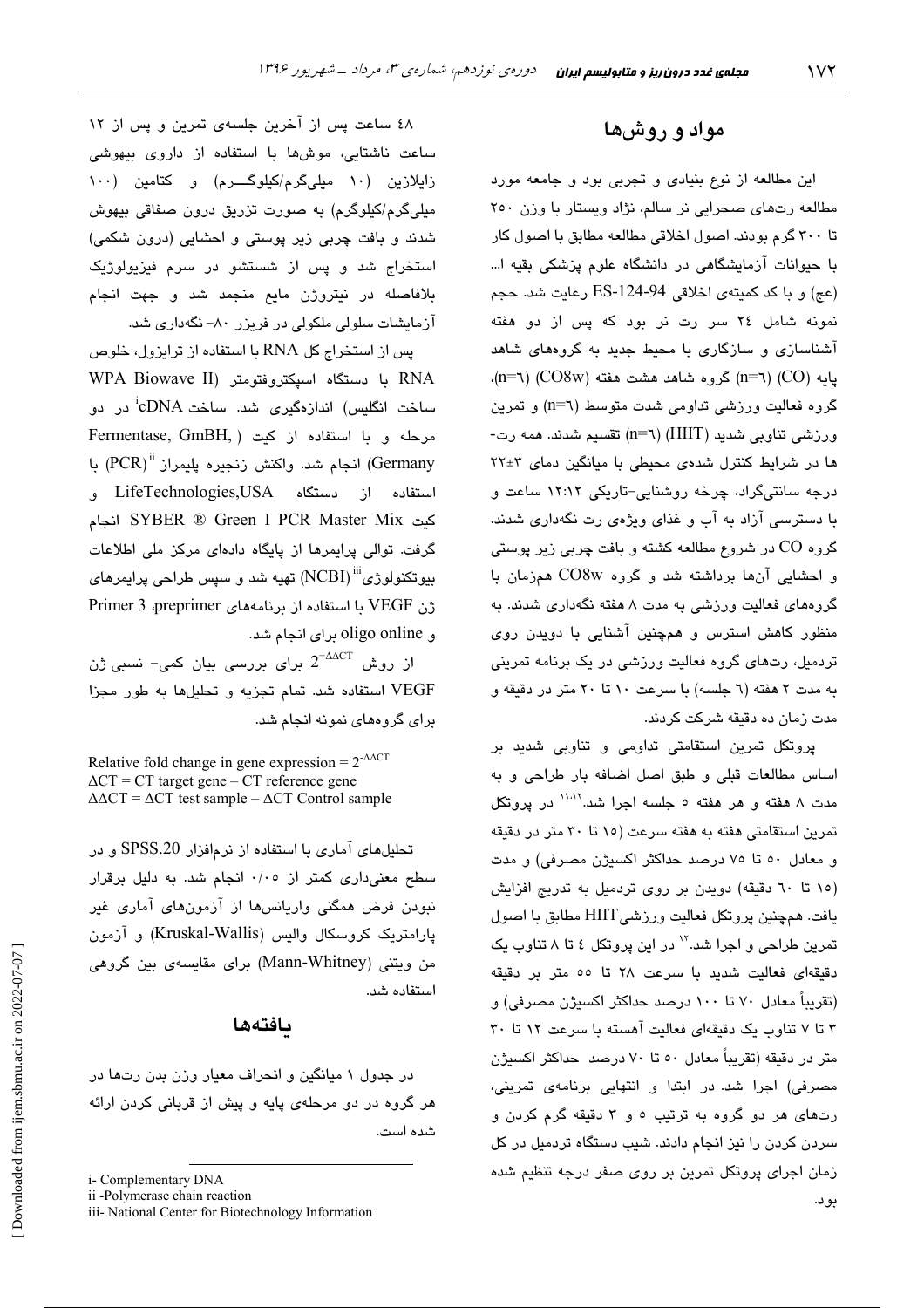## مواد و روش‌ها

این مطالعه از نوع بنیادی و تجربی بود و جامعه مورد مطالعه رت‌های صحرایی نر سالم، نژاد ویستار با وزن ۲۵۰ تا ۳۰۰ گرم بودند. اصول اخلاقی مطالعه مطابق با اصول کار با حیوانات آزمایشگاهی در دانشگاه علوم پزشکی بقیه ا... (عج) و با کد کمیته‌ی اخلاقی ES-124-94 رعایت شد. حجم نمونه شامل ۲۴ سر رت نر بود که پس از دو هفته آشناسازی و سازگاری با محیط جدید به گروه‌های شاهد پایه (CO) (n=٦) گروه شاهد هشت هفته (CO8w) (n=٦)، گروه فعالیت ورزشی تداومی شدت متوسط (n=٦) و تمرین ورزشی تناوبی شدید (HIIT) (n=٦) تقسیم شدند. همه رت‌ها در شرایط کنترل شده‌ی محیطی با میانگین دمای ۳±۲۲ درجه سانتی‌گراد، چرخه روشنایی-تاریکی ۱۲:۱۲ ساعت و با دسترسی آزاد به آب و غذای ویژه‌ی رت نگه‌داری شدند. گروه CO در شروع مطالعه کشته و بافت چربی زیر پوستی و احشایی آن‌ها برداشته شد و گروه CO8w هم‌زمان با گروه‌های فعالیت ورزشی به مدت ۸ هفته نگه‌داری شدند. به منظور کاهش استرس و همچنین آشنایی با دویدن روی تردمیل، رت‌های گروه فعالیت ورزشی در یک برنامه تمرینی به مدت ۲ هفته (٦ جلسه) با سرعت ۱۰ تا ۲۰ متر در دقیقه و مدت زمان ده دقیقه شرکت کردند.

پروتکل تمرین استقامتی تداومی و تناوبی شدید بر اساس مطالعات قبلی و طبق اصل اضافه بار طراحی و به مدت ۸ هفته و هر هفته ۵ جلسه اجرا شد.[11,12] در پروتکل تمرین استقامتی هفته به هفته سرعت (۱۵ تا ۳۰ متر در دقیقه و معادل ۵۰ تا ۷۵ درصد حداکثر اکسیژن مصرفی) و مدت (۱۵ تا ٦۰ دقیقه) دویدن بر روی تردمیل به تدریج افزایش یافت. همچنین پروتکل فعالیت ورزشی HIIT مطابق با اصول تمرین طراحی و اجرا شد.[12] در این پروتکل ٤ تا ۸ تناوب یک دقیقه‌ای فعالیت شدید با سرعت ۲۸ تا ۵۵ متر بر دقیقه (تقریباً معادل ۷۰ تا ۱۰۰ درصد حداکثر اکسیژن مصرفی) و ۳ تا ۷ تناوب یک دقیقه‌ای فعالیت آهسته با سرعت ۱۲ تا ۳۰ متر در دقیقه (تقریباً معادل ۵۰ تا ۷۰ درصد حداکثر اکسیژن مصرفی) اجرا شد. در ابتدا و انتهای برنامه‌ی تمرینی، رت‌های هر دو گروه به ترتیب ۵ و ۳ دقیقه گرم کردن و سرد کردن را نیز انجام دادند. شیب دستگاه تردمیل در کل زمان اجرای پروتکل تمرین بر روی صفر درجه تنظیم شده بود.

٤۸ ساعت پس از آخرین جلسه‌ی تمرین و پس از ۱۲ ساعت ناشتایی، موش‌ها با استفاده از داروی بیهوشی زایلازین (۱۰ میلی‌گرم/کیلوگرم) و کتامین (۱۰۰ میلی‌گرم/کیلوگرم) به صورت تزریق درون صفاقی بیهوش شدند و بافت چربی زیر پوستی و احشایی (درون شکمی) استخراج شد و پس از شستشو در سرم فیزیولوژیک بلافاصله در نیتروژن مایع منجمد شد و جهت انجام آزمایشات سلولی ملکولی در فریزر ۸۰- نگه‌داری شد.

پس از استخراج کل RNA با استفاده از ترایزول، خلوص RNA با دستگاه اسپکتروفتومتر (WPA Biowave II ساخت انگلیس) اندازه‌گیری شد. ساخت cDNA[i] در دو مرحله و با استفاده از کیت (Fermentase, GmBH, Germany) انجام شد. واکنش زنجیره پلیمراز (PCR)[ii] با استفاده از دستگاه LifeTechnologies,USA و کیت SYBER ® Green I PCR Master Mix انجام گرفت. توالی پرایمرها از پایگاه داده‌های مرکز ملی اطلاعات بیوتکنولوژی (NCBI)[iii] تهیه شد و سپس طراحی پرایمرهای ژن VEGF با استفاده از برنامه‌های preprimer، Primer 3 و oligo online برای انجام شد.

از روش $2^{-\Delta\Delta CT}$ برای بررسی بیان کمی- نسبی ژن VEGF استفاده شد. تمام تجزیه و تحلیل‌ها به طور مجزا برای گروه‌های نمونه انجام شد.

$$\text{Relative fold change in gene expression} = 2^{-\Delta\Delta CT}$$
$$\Delta CT = CT \text{ target gene} - CT \text{ reference gene}$$
$$\Delta\Delta CT = \Delta CT \text{ test sample} - \Delta CT \text{ Control sample}$$

تحلیل‌های آماری با استفاده از نرم‌افزار SPSS.20 و در سطح معنی‌داری کمتر از ۰/۰۵ انجام شد. به دلیل برقرار نبودن فرض همگنی واریانس‌ها از آزمون‌های آماری غیر پارامتریک کروسکال والیس (Kruskal-Wallis) و آزمون من ویتنی (Mann-Whitney) برای مقایسه‌ی بین گروهی استفاده شد.

## یافته‌ها

در جدول ۱ میانگین و انحراف معیار وزن بدن رت‌ها در هر گروه در دو مرحله‌ی پایه و پیش از قربانی کردن ارائه شده است.

---

i- Complementary DNA

ii -Polymerase chain reaction

iii- National Center for Biotechnology Information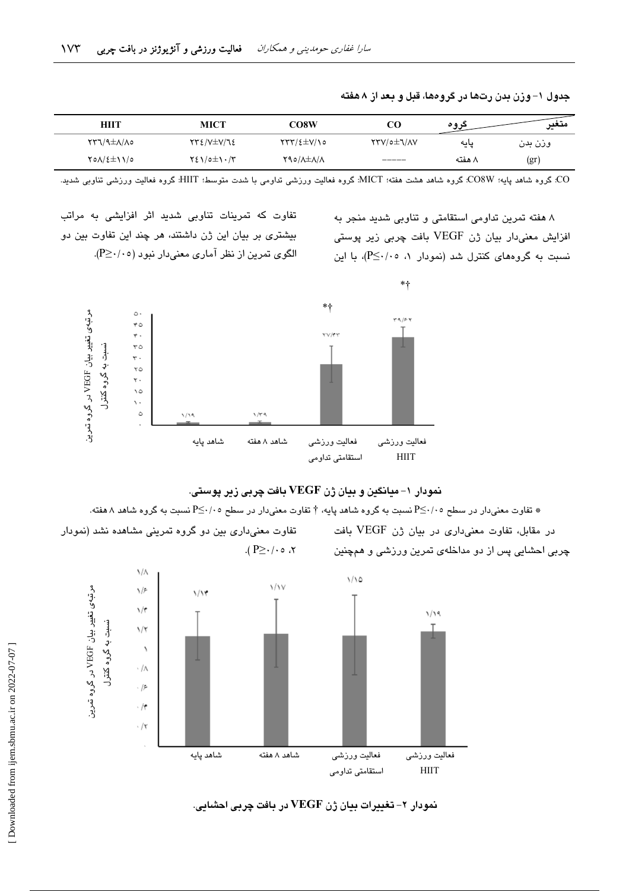جدول ۱- وزن بدن رت‌ها در گروه‌ها، قبل و بعد از ۸ هفته

| متغیر | گروه | CO | CO8W | MICT | HIIT |
|---|---|---|---|---|---|
| وزن بدن | پایه | ۲۳۷/۵±۶/۸۷ | ۲۳۳/٤±۷/۱۵ | ۲۳٤/۷±۷/٦٤ | ۲۳٦/۹±۸/۸۵ |
| (gr) | ۸ هفته | ----- | ۲۹۵/۸±۸/۸ | ۲٤۱/۵±۱۰/۳ | ۲۵۸/٤±۱۱/۵ |

CO: گروه شاهد پایه؛ CO8W: گروه شاهد هشت هفته؛ MICT: گروه فعالیت ورزشی تداومی با شدت متوسط؛ HIIT: گروه فعالیت ورزشی تناوبی شدید.

۸ هفته تمرین تداومی استقامتی و تناوبی شدید منجر به افزایش معنی‌دار بیان ژن VEGF بافت چربی زیر پوستی نسبت به گروه‌های کنترل شد (نمودار ۱، $P\leq0/05$)، با این تفاوت که تمرینات تناوبی شدید اثر افزایشی به مراتب بیشتری بر بیان این ژن داشتند، هر چند این تفاوت بین دو الگوی تمرین از نظر آماری معنی‌دار نبود ($P\geq0/05$).

نمودار ۱- میانگین و بیان ژن VEGF بافت چربی زیر پوستی.

* تفاوت معنی‌دار در سطح $P\leq0/05$ نسبت به گروه شاهد پایه، † تفاوت معنی‌دار در سطح $P\leq0/05$ نسبت به گروه شاهد ۸ هفته.

در مقابل، تفاوت معنی‌داری در بیان ژن VEGF بافت چربی احشایی پس از دو مداخله‌ی تمرین ورزشی و همچنین تفاوت معنی‌داری بین دو گروه تمرینی مشاهده نشد (نمودار ۲، $P\geq0/05$).

نمودار ۲- تغییرات بیان ژن VEGF در بافت چربی احشایی.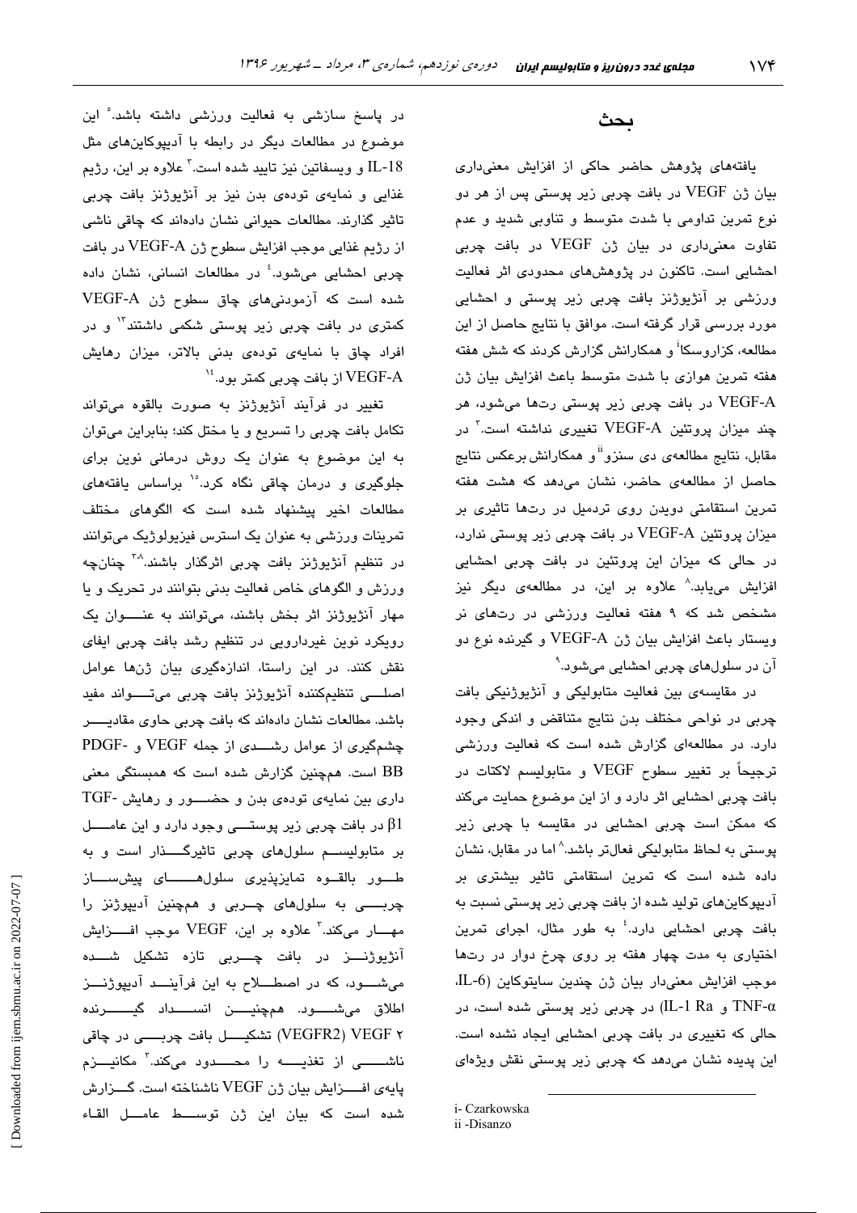## بحث

یافته‌های پژوهش حاضر حاکی از افزایش معنی‌داری بیان ژن VEGF در بافت چربی زیر پوستی پس از هر دو نوع تمرین تداومی با شدت متوسط و تناوبی شدید و عدم تفاوت معنی‌داری در بیان ژن VEGF در بافت چربی احشایی است. تاکنون در پژوهش‌های محدودی اثر فعالیت ورزشی بر آنژیوژنز بافت چربی زیر پوستی و احشایی مورد بررسی قرار گرفته است. موافق با نتایج حاصل از این مطالعه، کزاروسکا[i] و همکارانش گزارش کردند که شش هفته هفته تمرین هوازی با شدت متوسط باعث افزایش بیان ژن VEGF-A در بافت چربی زیر پوستی رت‌ها می‌شود، هر چند میزان پروتئین VEGF-A تغییری نداشته است.[7] در مقابل، نتایج مطالعه‌ی دی سنزو[ii] و همکارانش برعکس نتایج حاصل از مطالعه‌ی حاضر، نشان می‌دهد که هشت هفته تمرین استقامتی دویدن روی تردمیل در رت‌ها تاثیری بر میزان پروتئین VEGF-A در بافت چربی زیر پوستی ندارد، در حالی که میزان این پروتئین در بافت چربی احشایی افزایش می‌یابد.[8] علاوه بر این، در مطالعه‌ی دیگر نیز مشخص شد که ۹ هفته فعالیت ورزشی در رت‌های نر ویستار باعث افزایش بیان ژن VEGF-A و گیرنده نوع دو آن در سلول‌های چربی احشایی می‌شود.[9]

در مقایسه‌ی بین فعالیت متابولیکی و آنژیوژنیکی بافت چربی در نواحی مختلف بدن نتایج متناقض و اندکی وجود دارد. در مطالعه‌ای گزارش شده است که فعالیت ورزشی ترجیحاً بر تغییر سطوح VEGF و متابولیسم لاکتات در بافت چربی احشایی اثر دارد و از این موضوع حمایت می‌کند که ممکن است چربی احشایی در مقایسه با چربی زیر پوستی به لحاظ متابولیکی فعال‌تر باشد.[8] اما در مقابل، نشان داده شده است که تمرین استقامتی تاثیر بیشتری بر آدیپوکاین‌های تولید شده از بافت چربی زیر پوستی نسبت به بافت چربی احشایی دارد.[4] به طور مثال، اجرای تمرین اختیاری به مدت چهار هفته بر روی چرخ دوار در رت‌ها موجب افزایش معنی‌دار بیان ژن چندین سایتوکاین (IL-6، TNF-α و IL-1 Ra) در چربی زیر پوستی شده است، در حالی که تغییری در بافت چربی احشایی ایجاد نشده است. این پدیده نشان می‌دهد که چربی زیر پوستی نقش ویژه‌ای در پاسخ سازشی به فعالیت ورزشی داشته باشد.[5] این موضوع در مطالعات دیگر در رابطه با آدیپوکاین‌های مثل IL-18 و ویسفاتین نیز تایید شده است.[3] علاوه بر این، رژیم غذایی و نمایه‌ی توده‌ی بدن نیز بر آنژیوژنز بافت چربی تاثیر گذارند. مطالعات حیوانی نشان داده‌اند که چاقی ناشی از رژیم غذایی موجب افزایش سطوح ژن VEGF-A در بافت چربی احشایی می‌شود.[4] در مطالعات انسانی، نشان داده شده است که آزمودنی‌های چاق سطوح ژن VEGF-A کمتری در بافت چربی زیر پوستی شکمی داشتند[13] و در افراد چاق با نمایه‌ی توده‌ی بدنی بالاتر، میزان رهایش VEGF-A از بافت چربی کمتر بود.[14]

تغییر در فرآیند آنژیوژنز به صورت بالقوه می‌تواند تکامل بافت چربی را تسریع و یا مختل کند؛ بنابراین می‌توان به این موضوع به عنوان یک روش درمانی نوین برای جلوگیری و درمان چاقی نگاه کرد.[15] براساس یافته‌های مطالعات اخیر پیشنهاد شده است که الگوهای مختلف تمرینات ورزشی به عنوان یک استرس فیزیولوژیک می‌توانند در تنظیم آنژیوژنز بافت چربی اثرگذار باشند.[3،8] چنانچه ورزش و الگوهای خاص فعالیت بدنی بتوانند در تحریک و یا مهار آنژیوژنز اثر بخش باشند، می‌توانند به عنوان یک رویکرد نوین غیردارویی در تنظیم رشد بافت چربی ایفای نقش کنند. در این راستا، اندازه‌گیری بیان ژن‌ها عوامل اصلی تنظیم‌کننده آنژیوژنز بافت چربی می‌تواند مفید باشد. مطالعات نشان داده‌اند که بافت چربی حاوی مقادیر چشم‌گیری از عوامل رشدی از جمله VEGF و PDGF-BB است. همچنین گزارش شده است که همبستگی معنی داری بین نمایه‌ی توده‌ی بدن و حضور و رهایش TGF-β1 در بافت چربی زیر پوستی وجود دارد و این عامل بر متابولیسم سلول‌های چربی تاثیرگذار است و به طور بالقوه تمایزپذیری سلول‌های پیش‌ساز چربی به سلول‌های چربی و همچنین آدیپوژنز را مهار می‌کند.[3] علاوه بر این، VEGF موجب افزایش آنژیوژنز در بافت چربی تازه تشکیل شده می‌شود، که در اصطلاح به این فرآیند آدیپوژنز اطلاق می‌شود. همچنین انسداد گیرنده VEGF ۲ (VEGFR2) تشکیل بافت چربی در چاقی ناشی از تغذیه را محدود می‌کند.[3] مکانیزم پایه‌ی افزایش بیان ژن VEGF ناشناخته است. گزارش شده است که بیان این ژن توسط عامل القاء

i- Czarkowska
ii -Disanzo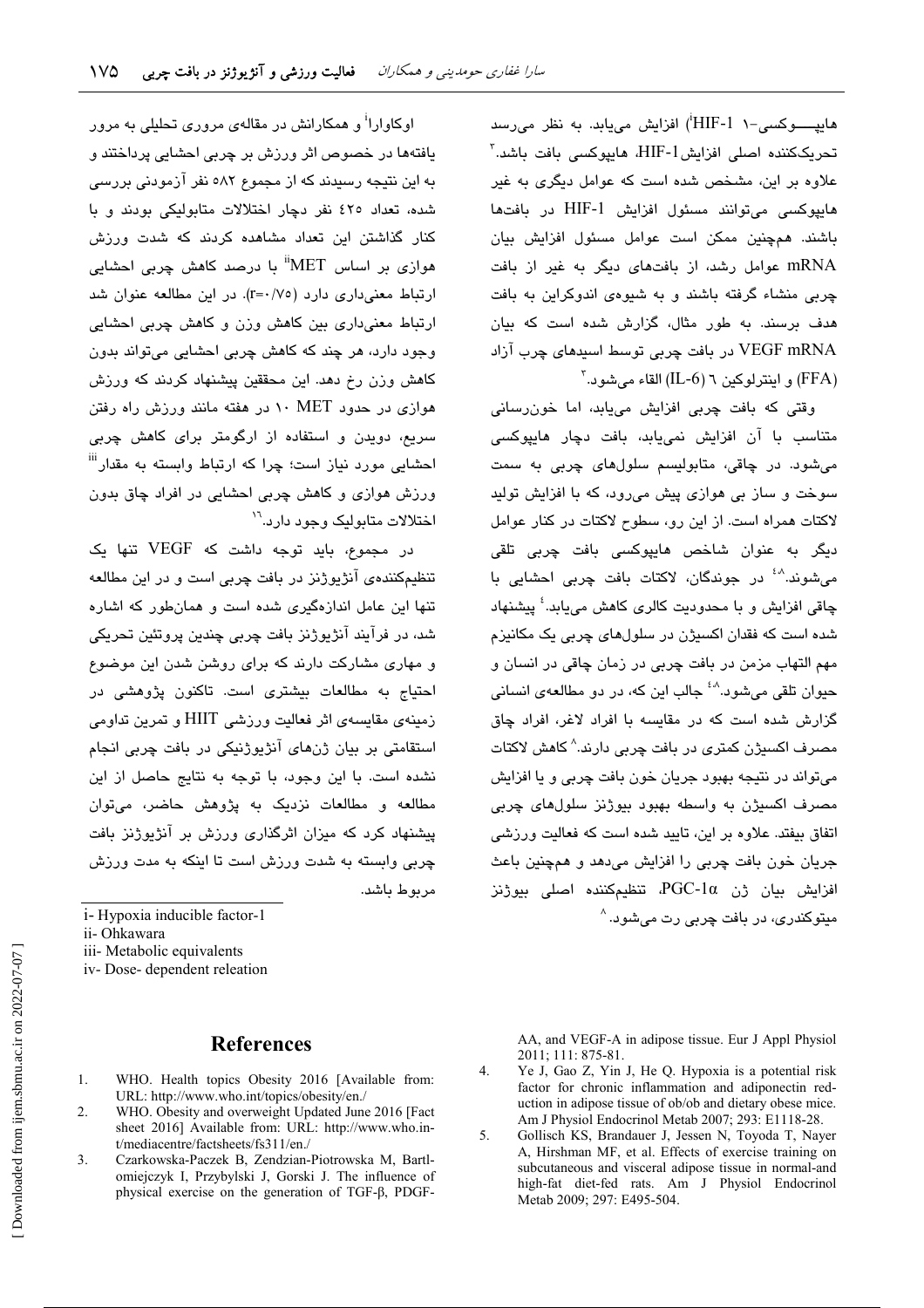هایپوکسی-۱ (HIF-1[i]) افزایش می‌یابد. به نظر می‌رسد تحریک‌کننده اصلی افزایش HIF-1، هایپوکسی بافت باشد.[۳] علاوه بر این، مشخص شده است که عوامل دیگری به غیر هایپوکسی می‌توانند مسئول افزایش HIF-1 در بافت‌ها باشند. همچنین ممکن است عوامل مسئول افزایش بیان mRNA عوامل رشد، از بافت‌های دیگر به غیر از بافت چربی منشاء گرفته باشند و به شیوه‌ی اندوکراین به بافت هدف برسند. به طور مثال، گزارش شده است که بیان VEGF mRNA در بافت چربی توسط اسیدهای چرب آزاد (FFA) و اینترلوکین ۶ (IL-6) القاء می‌شود.[۳]

وقتی که بافت چربی افزایش می‌یابد، اما خون‌رسانی متناسب با آن افزایش نمی‌یابد، بافت دچار هایپوکسی می‌شود. در چاقی، متابولیسم سلول‌های چربی به سمت سوخت و ساز بی هوازی پیش می‌رود، که با افزایش تولید لاکتات همراه است. از این رو، سطوح لاکتات در کنار عوامل دیگر به عنوان شاخص هایپوکسی بافت چربی تلقی می‌شوند.[۸،۴] در جوندگان، لاکتات بافت چربی احشایی با چاقی افزایش و با محدودیت کالری کاهش می‌یابد.[۴] پیشنهاد شده است که فقدان اکسیژن در سلول‌های چربی یک مکانیزم مهم التهاب مزمن در بافت چربی در زمان چاقی در انسان و حیوان تلقی می‌شود.[۸،۴] جالب این که، در دو مطالعه‌ی انسانی گزارش شده است که در مقایسه با افراد لاغر، افراد چاق مصرف اکسیژن کمتری در بافت چربی دارند.[۸] کاهش لاکتات می‌تواند در نتیجه بهبود جریان خون بافت چربی و یا افزایش مصرف اکسیژن به واسطه بهبود بیوژنز سلول‌های چربی اتفاق بیفتد. علاوه بر این، تایید شده است که فعالیت ورزشی جریان خون بافت چربی را افزایش می‌دهد و همچنین باعث افزایش بیان ژن PGC-1α، تنظیم‌کننده اصلی بیوژنز میتوکندری، در بافت چربی رت می‌شود.[۸]

اوکاوارا[ii] و همکارانش در مقاله‌ی مروری تحلیلی به مرور یافته‌ها در خصوص اثر ورزش بر چربی احشایی پرداختند و به این نتیجه رسیدند که از مجموع ۵۸۲ نفر آزمودنی بررسی شده، تعداد ۴۲۵ نفر دچار اختلالات متابولیکی بودند و با کنار گذاشتن این تعداد مشاهده کردند که شدت ورزش هوازی بر اساس MET[ii] با درصد کاهش چربی احشایی ارتباط معنی‌داری دارد (r=۰/۷۵). در این مطالعه عنوان شد ارتباط معنی‌داری بین کاهش وزن و کاهش چربی احشایی وجود دارد، هر چند که کاهش چربی احشایی می‌تواند بدون کاهش وزن رخ دهد. این محققین پیشنهاد کردند که ورزش هوازی در حدود ۱۰ MET در هفته مانند ورزش راه رفتن سریع، دویدن و استفاده از ارگومتر برای کاهش چربی احشایی مورد نیاز است؛ چرا که ارتباط وابسته به مقدار[iii] ورزش هوازی و کاهش چربی احشایی در افراد چاق بدون اختلالات متابولیک وجود دارد.[۱۶]

در مجموع، باید توجه داشت که VEGF تنها یک تنظیم‌کننده‌ی آنژیوژنز در بافت چربی است و در این مطالعه تنها این عامل اندازه‌گیری شده است و همان‌طور که اشاره شد، در فرآیند آنژیوژنز بافت چربی چندین پروتئین تحریکی و مهاری مشارکت دارند که برای روشن شدن این موضوع احتیاج به مطالعات بیشتری است. تاکنون پژوهشی در زمینه‌ی مقایسه‌ی اثر فعالیت ورزشی HIIT و تمرین تداومی استقامتی بر بیان ژن‌های آنژیوژنیکی در بافت چربی انجام نشده است. با این وجود، با توجه به نتایج حاصل از این مطالعه و مطالعات نزدیک به پژوهش حاضر، می‌توان پیشنهاد کرد که میزان اثرگذاری ورزش بر آنژیوژنز بافت چربی وابسته به شدت ورزش است تا اینکه به مدت ورزش مربوط باشد.

---

i- Hypoxia inducible factor-1
ii- Ohkawara
iii- Metabolic equivalents
iv- Dose- dependent releation

## References

1. WHO. Health topics Obesity 2016 [Available from: URL: http://www.who.int/topics/obesity/en./
2. WHO. Obesity and overweight Updated June 2016 [Fact sheet 2016] Available from: URL: http://www.who.int/mediacentre/factsheets/fs311/en./
3. Czarkowska-Paczek B, Zendzian-Piotrowska M, Bartlomiejczyk I, Przybylski J, Gorski J. The influence of physical exercise on the generation of TGF-β, PDGF-AA, and VEGF-A in adipose tissue. Eur J Appl Physiol 2011; 111: 875-81.
4. Ye J, Gao Z, Yin J, He Q. Hypoxia is a potential risk factor for chronic inflammation and adiponectin reduction in adipose tissue of ob/ob and dietary obese mice. Am J Physiol Endocrinol Metab 2007; 293: E1118-28.
5. Gollisch KS, Brandauer J, Jessen N, Toyoda T, Nayer A, Hirshman MF, et al. Effects of exercise training on subcutaneous and visceral adipose tissue in normal-and high-fat diet-fed rats. Am J Physiol Endocrinol Metab 2009; 297: E495-504.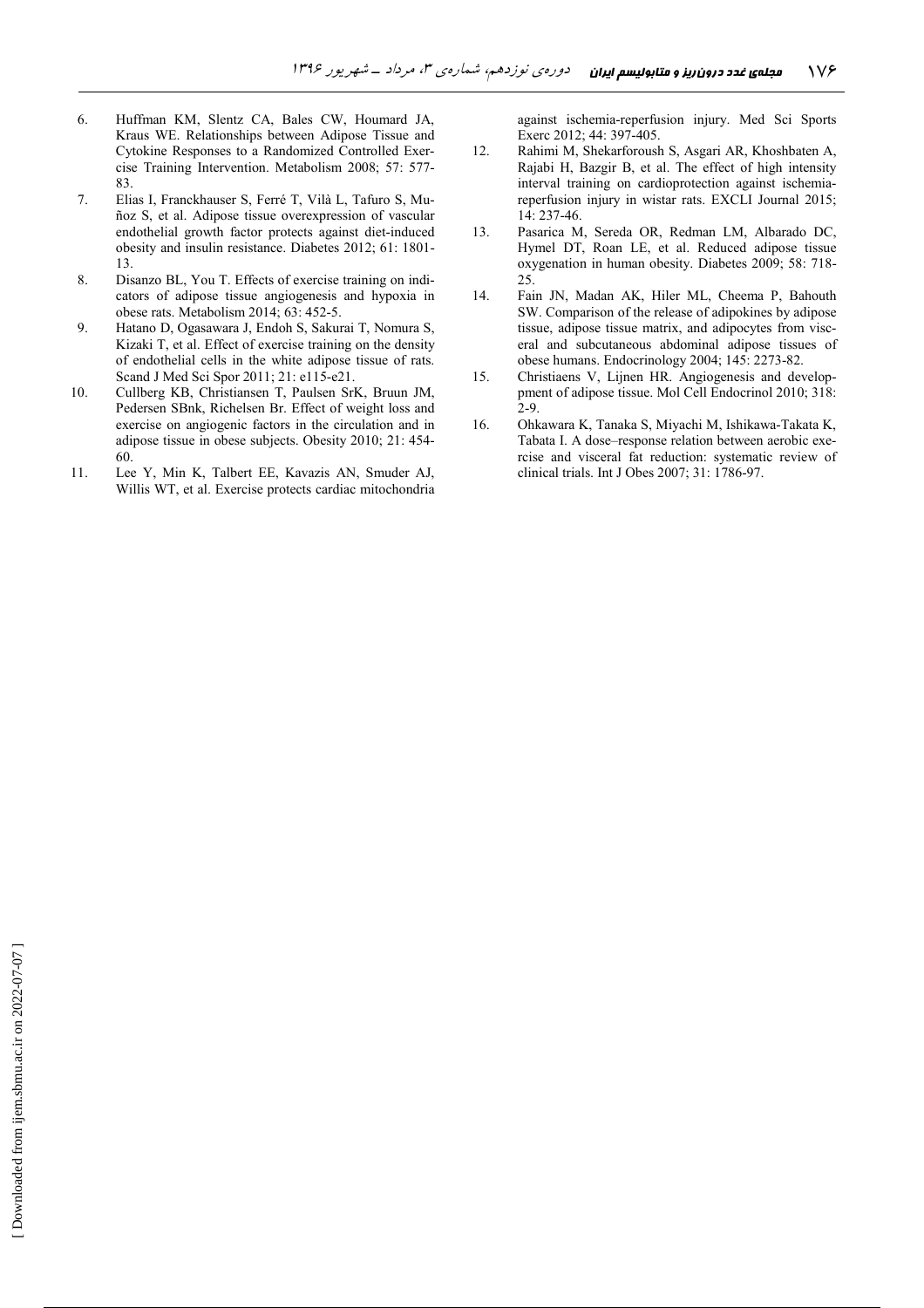6. Huffman KM, Slentz CA, Bales CW, Houmard JA, Kraus WE. Relationships between Adipose Tissue and Cytokine Responses to a Randomized Controlled Exercise Training Intervention. Metabolism 2008; 57: 577-83.
7. Elias I, Franckhauser S, Ferré T, Vilà L, Tafuro S, Muñoz S, et al. Adipose tissue overexpression of vascular endothelial growth factor protects against diet-induced obesity and insulin resistance. Diabetes 2012; 61: 1801-13.
8. Disanzo BL, You T. Effects of exercise training on indicators of adipose tissue angiogenesis and hypoxia in obese rats. Metabolism 2014; 63: 452-5.
9. Hatano D, Ogasawara J, Endoh S, Sakurai T, Nomura S, Kizaki T, et al. Effect of exercise training on the density of endothelial cells in the white adipose tissue of rats. Scand J Med Sci Spor 2011; 21: e115-e21.
10. Cullberg KB, Christiansen T, Paulsen SrK, Bruun JM, Pedersen SBnk, Richelsen Br. Effect of weight loss and exercise on angiogenic factors in the circulation and in adipose tissue in obese subjects. Obesity 2010; 21: 454-60.
11. Lee Y, Min K, Talbert EE, Kavazis AN, Smuder AJ, Willis WT, et al. Exercise protects cardiac mitochondria against ischemia-reperfusion injury. Med Sci Sports Exerc 2012; 44: 397-405.
12. Rahimi M, Shekarforoush S, Asgari AR, Khoshbaten A, Rajabi H, Bazgir B, et al. The effect of high intensity interval training on cardioprotection against ischemia-reperfusion injury in wistar rats. EXCLI Journal 2015; 14: 237-46.
13. Pasarica M, Sereda OR, Redman LM, Albarado DC, Hymel DT, Roan LE, et al. Reduced adipose tissue oxygenation in human obesity. Diabetes 2009; 58: 718-25.
14. Fain JN, Madan AK, Hiler ML, Cheema P, Bahouth SW. Comparison of the release of adipokines by adipose tissue, adipose tissue matrix, and adipocytes from visceral and subcutaneous abdominal adipose tissues of obese humans. Endocrinology 2004; 145: 2273-82.
15. Christiaens V, Lijnen HR. Angiogenesis and development of adipose tissue. Mol Cell Endocrinol 2010; 318: 2-9.
16. Ohkawara K, Tanaka S, Miyachi M, Ishikawa-Takata K, Tabata I. A dose–response relation between aerobic exercise and visceral fat reduction: systematic review of clinical trials. Int J Obes 2007; 31: 1786-97.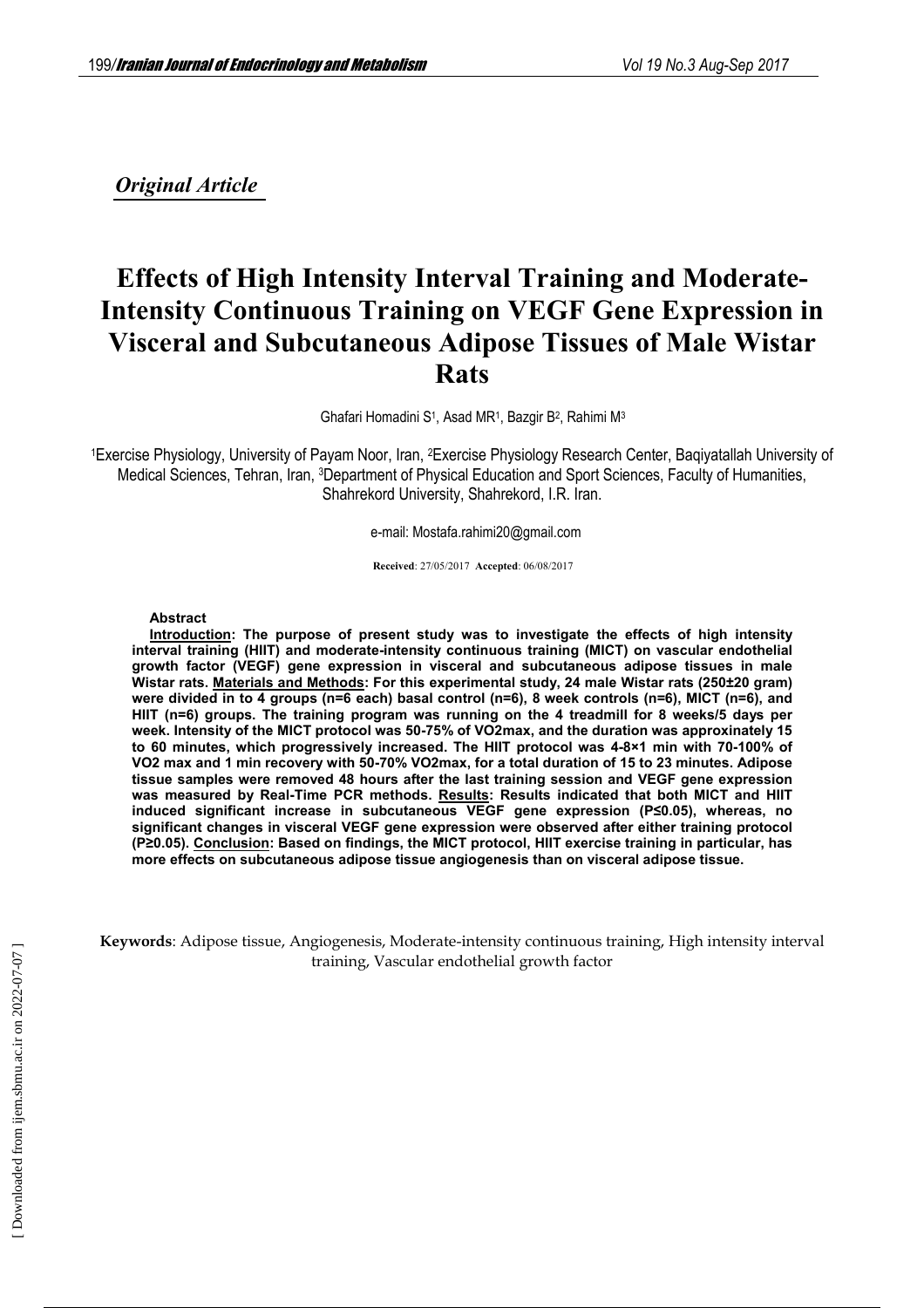*Original Article*

# Effects of High Intensity Interval Training and Moderate-Intensity Continuous Training on VEGF Gene Expression in Visceral and Subcutaneous Adipose Tissues of Male Wistar Rats

Ghafari Homadini S[1], Asad MR[1], Bazgir B[2], Rahimi M[3]

[1]Exercise Physiology, University of Payam Noor, Iran, [2]Exercise Physiology Research Center, Baqiyatallah University of Medical Sciences, Tehran, Iran, [3]Department of Physical Education and Sport Sciences, Faculty of Humanities, Shahrekord University, Shahrekord, I.R. Iran.

e-mail: Mostafa.rahimi20@gmail.com

**Received**: 27/05/2017 **Accepted**: 06/08/2017

**Abstract**

**Introduction: The purpose of present study was to investigate the effects of high intensity interval training (HIIT) and moderate-intensity continuous training (MICT) on vascular endothelial growth factor (VEGF) gene expression in visceral and subcutaneous adipose tissues in male Wistar rats. Materials and Methods: For this experimental study, 24 male Wistar rats (250±20 gram) were divided in to 4 groups (n=6 each) basal control (n=6), 8 week controls (n=6), MICT (n=6), and HIIT (n=6) groups. The training program was running on the 4 treadmill for 8 weeks/5 days per week. Intensity of the MICT protocol was 50-75% of VO2max, and the duration was approximately 15 to 60 minutes, which progressively increased. The HIIT protocol was 4-8×1 min with 70-100% of VO2 max and 1 min recovery with 50-70% VO2max, for a total duration of 15 to 23 minutes. Adipose tissue samples were removed 48 hours after the last training session and VEGF gene expression was measured by Real-Time PCR methods. Results: Results indicated that both MICT and HIIT induced significant increase in subcutaneous VEGF gene expression (P≤0.05), whereas, no significant changes in visceral VEGF gene expression were observed after either training protocol (P≥0.05). Conclusion: Based on findings, the MICT protocol, HIIT exercise training in particular, has more effects on subcutaneous adipose tissue angiogenesis than on visceral adipose tissue.**

**Keywords**: Adipose tissue, Angiogenesis, Moderate-intensity continuous training, High intensity interval training, Vascular endothelial growth factor